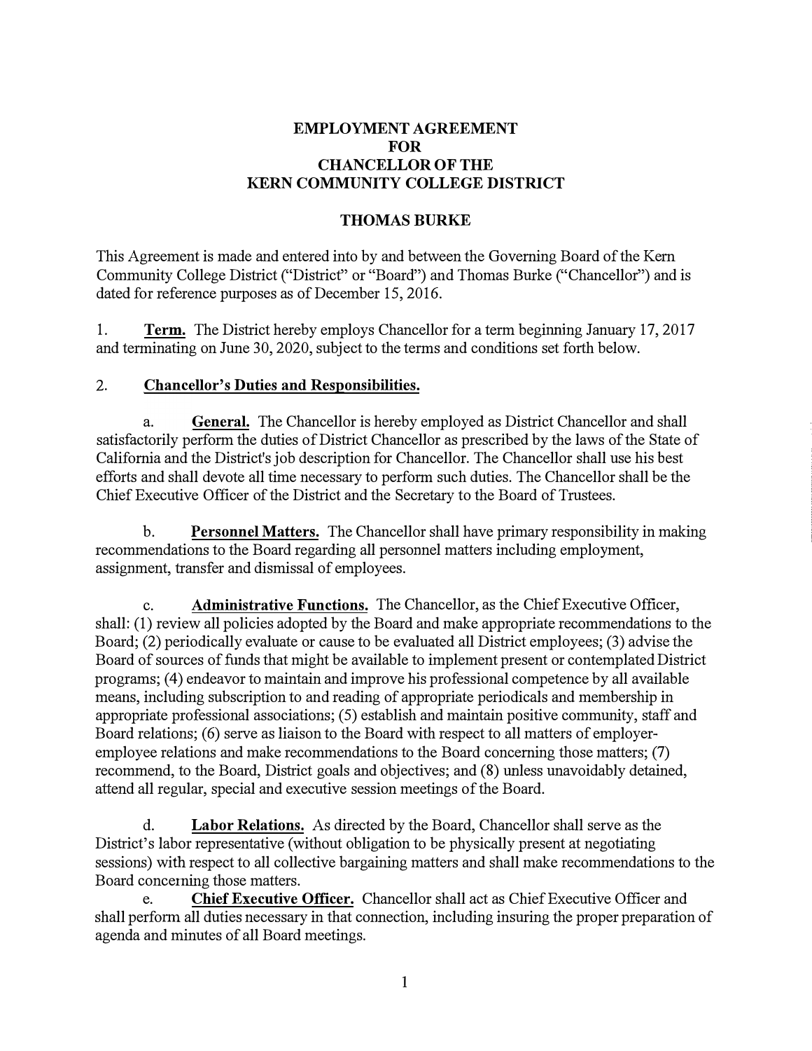# EMPLOYMENT AGREEMENT FOR CHANCELLOR OF THE KERN COMMUNITY COLLEGE DISTRICT

## THOMAS BURKE

This Agreement is made and entered into by and between the Governing Board of the Kern Community College District ("District" or "Board") and Thomas Burke ("Chancellor") and is dated for reference purposes as of December 15, 2016.

1. **Term.** The District hereby employs Chancellor for a term beginning January 17, 2017 and terminating on June 30, 2020, subject to the terms and conditions set forth below.

2. **Chancellor's Duties and Responsibilities.**

   a. **General.** The Chancellor is hereby employed as District Chancellor and shall satisfactorily perform the duties of District Chancellor as prescribed by the laws of the State of California and the District's job description for Chancellor. The Chancellor shall use his best efforts and shall devote all time necessary to perform such duties. The Chancellor shall be the Chief Executive Officer of the District and the Secretary to the Board of Trustees.

   b. **Personnel Matters.** The Chancellor shall have primary responsibility in making recommendations to the Board regarding all personnel matters including employment, assignment, transfer and dismissal of employees.

   c. **Administrative Functions.** The Chancellor, as the Chief Executive Officer, shall: (1) review all policies adopted by the Board and make appropriate recommendations to the Board; (2) periodically evaluate or cause to be evaluated all District employees; (3) advise the Board of sources of funds that might be available to implement present or contemplated District programs; (4) endeavor to maintain and improve his professional competence by all available means, including subscription to and reading of appropriate periodicals and membership in appropriate professional associations; (5) establish and maintain positive community, staff and Board relations; (6) serve as liaison to the Board with respect to all matters of employer-employee relations and make recommendations to the Board concerning those matters; (7) recommend, to the Board, District goals and objectives; and (8) unless unavoidably detained, attend all regular, special and executive session meetings of the Board.

   d. **Labor Relations.** As directed by the Board, Chancellor shall serve as the District's labor representative (without obligation to be physically present at negotiating sessions) with respect to all collective bargaining matters and shall make recommendations to the Board concerning those matters.

   e. **Chief Executive Officer.** Chancellor shall act as Chief Executive Officer and shall perform all duties necessary in that connection, including insuring the proper preparation of agenda and minutes of all Board meetings.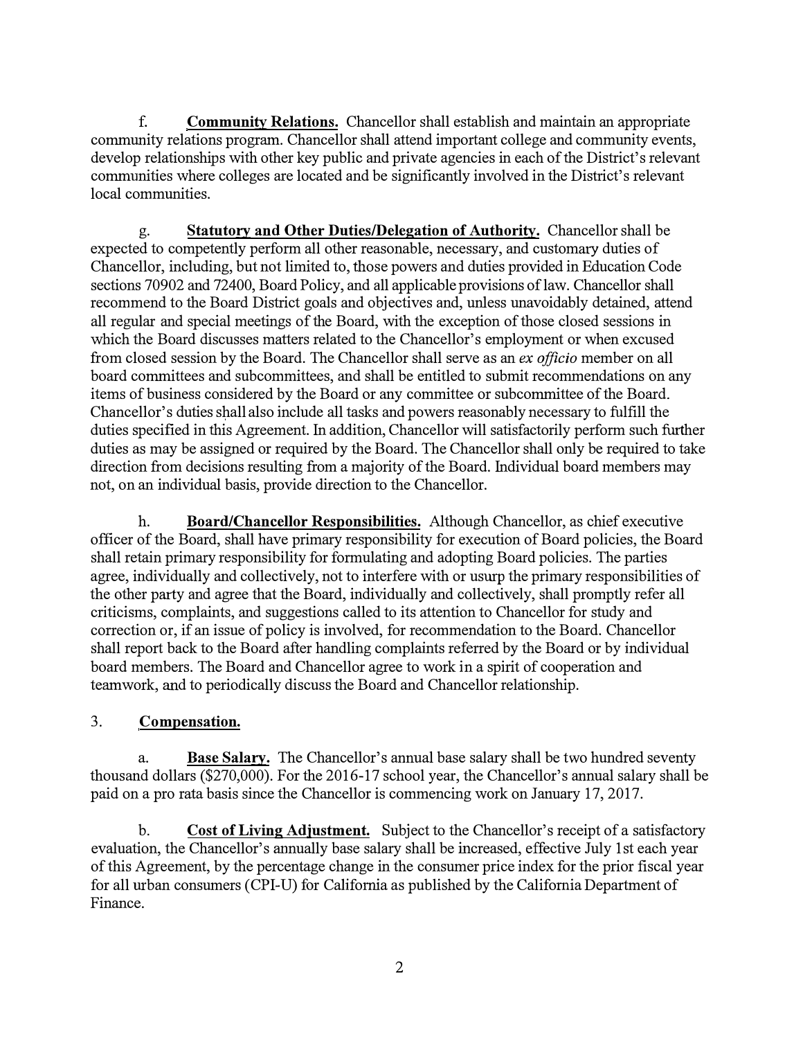f. **Community Relations.** Chancellor shall establish and maintain an appropriate community relations program. Chancellor shall attend important college and community events, develop relationships with other key public and private agencies in each of the District's relevant communities where colleges are located and be significantly involved in the District's relevant local communities.

g. **Statutory and Other Duties/Delegation of Authority.** Chancellor shall be expected to competently perform all other reasonable, necessary, and customary duties of Chancellor, including, but not limited to, those powers and duties provided in Education Code sections 70902 and 72400, Board Policy, and all applicable provisions of law. Chancellor shall recommend to the Board District goals and objectives and, unless unavoidably detained, attend all regular and special meetings of the Board, with the exception of those closed sessions in which the Board discusses matters related to the Chancellor's employment or when excused from closed session by the Board. The Chancellor shall serve as an *ex officio* member on all board committees and subcommittees, and shall be entitled to submit recommendations on any items of business considered by the Board or any committee or subcommittee of the Board. Chancellor's duties shall also include all tasks and powers reasonably necessary to fulfill the duties specified in this Agreement. In addition, Chancellor will satisfactorily perform such further duties as may be assigned or required by the Board. The Chancellor shall only be required to take direction from decisions resulting from a majority of the Board. Individual board members may not, on an individual basis, provide direction to the Chancellor.

h. **Board/Chancellor Responsibilities.** Although Chancellor, as chief executive officer of the Board, shall have primary responsibility for execution of Board policies, the Board shall retain primary responsibility for formulating and adopting Board policies. The parties agree, individually and collectively, not to interfere with or usurp the primary responsibilities of the other party and agree that the Board, individually and collectively, shall promptly refer all criticisms, complaints, and suggestions called to its attention to Chancellor for study and correction or, if an issue of policy is involved, for recommendation to the Board. Chancellor shall report back to the Board after handling complaints referred by the Board or by individual board members. The Board and Chancellor agree to work in a spirit of cooperation and teamwork, and to periodically discuss the Board and Chancellor relationship.

3. **Compensation.**

a. **Base Salary.** The Chancellor's annual base salary shall be two hundred seventy thousand dollars ($270,000). For the 2016-17 school year, the Chancellor's annual salary shall be paid on a pro rata basis since the Chancellor is commencing work on January 17, 2017.

b. **Cost of Living Adjustment.** Subject to the Chancellor's receipt of a satisfactory evaluation, the Chancellor's annually base salary shall be increased, effective July 1st each year of this Agreement, by the percentage change in the consumer price index for the prior fiscal year for all urban consumers (CPI-U) for California as published by the California Department of Finance.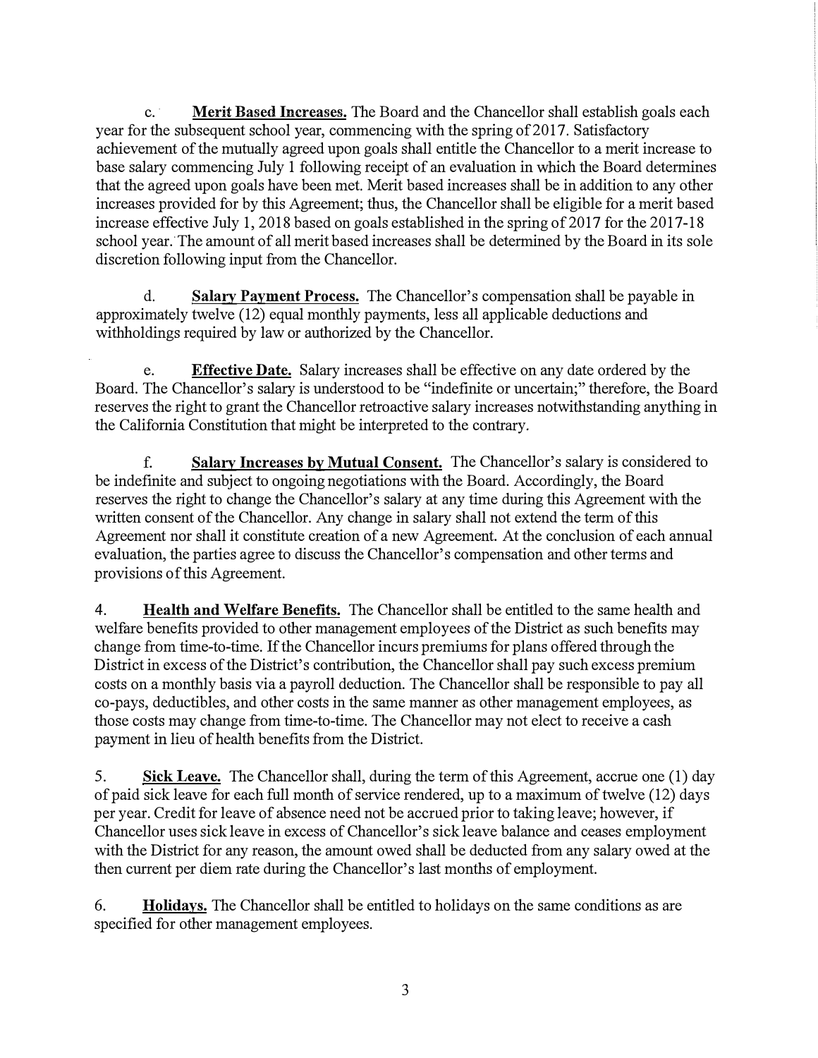c. **Merit Based Increases.** The Board and the Chancellor shall establish goals each year for the subsequent school year, commencing with the spring of 2017. Satisfactory achievement of the mutually agreed upon goals shall entitle the Chancellor to a merit increase to base salary commencing July 1 following receipt of an evaluation in which the Board determines that the agreed upon goals have been met. Merit based increases shall be in addition to any other increases provided for by this Agreement; thus, the Chancellor shall be eligible for a merit based increase effective July 1, 2018 based on goals established in the spring of 2017 for the 2017-18 school year. The amount of all merit based increases shall be determined by the Board in its sole discretion following input from the Chancellor.

d. **Salary Payment Process.** The Chancellor's compensation shall be payable in approximately twelve (12) equal monthly payments, less all applicable deductions and withholdings required by law or authorized by the Chancellor.

e. **Effective Date.** Salary increases shall be effective on any date ordered by the Board. The Chancellor's salary is understood to be "indefinite or uncertain;" therefore, the Board reserves the right to grant the Chancellor retroactive salary increases notwithstanding anything in the California Constitution that might be interpreted to the contrary.

f. **Salary Increases by Mutual Consent.** The Chancellor's salary is considered to be indefinite and subject to ongoing negotiations with the Board. Accordingly, the Board reserves the right to change the Chancellor's salary at any time during this Agreement with the written consent of the Chancellor. Any change in salary shall not extend the term of this Agreement nor shall it constitute creation of a new Agreement. At the conclusion of each annual evaluation, the parties agree to discuss the Chancellor's compensation and other terms and provisions of this Agreement.

4. **Health and Welfare Benefits.** The Chancellor shall be entitled to the same health and welfare benefits provided to other management employees of the District as such benefits may change from time-to-time. If the Chancellor incurs premiums for plans offered through the District in excess of the District's contribution, the Chancellor shall pay such excess premium costs on a monthly basis via a payroll deduction. The Chancellor shall be responsible to pay all co-pays, deductibles, and other costs in the same manner as other management employees, as those costs may change from time-to-time. The Chancellor may not elect to receive a cash payment in lieu of health benefits from the District.

5. **Sick Leave.** The Chancellor shall, during the term of this Agreement, accrue one (1) day of paid sick leave for each full month of service rendered, up to a maximum of twelve (12) days per year. Credit for leave of absence need not be accrued prior to taking leave; however, if Chancellor uses sick leave in excess of Chancellor's sick leave balance and ceases employment with the District for any reason, the amount owed shall be deducted from any salary owed at the then current per diem rate during the Chancellor's last months of employment.

6. **Holidays.** The Chancellor shall be entitled to holidays on the same conditions as are specified for other management employees.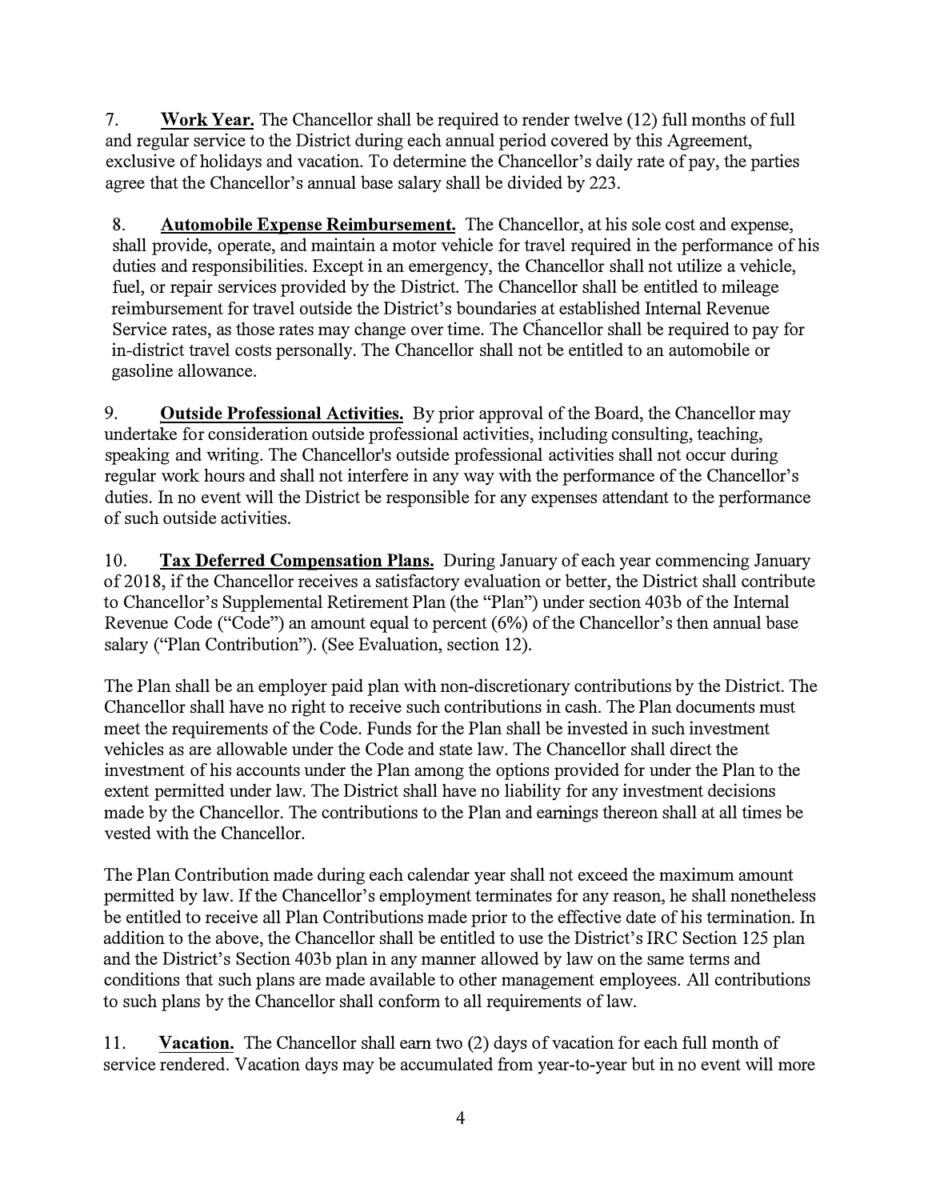7. **Work Year.** The Chancellor shall be required to render twelve (12) full months of full and regular service to the District during each annual period covered by this Agreement, exclusive of holidays and vacation. To determine the Chancellor's daily rate of pay, the parties agree that the Chancellor's annual base salary shall be divided by 223.

8. **Automobile Expense Reimbursement.** The Chancellor, at his sole cost and expense, shall provide, operate, and maintain a motor vehicle for travel required in the performance of his duties and responsibilities. Except in an emergency, the Chancellor shall not utilize a vehicle, fuel, or repair services provided by the District. The Chancellor shall be entitled to mileage reimbursement for travel outside the District's boundaries at established Internal Revenue Service rates, as those rates may change over time. The Chancellor shall be required to pay for in-district travel costs personally. The Chancellor shall not be entitled to an automobile or gasoline allowance.

9. **Outside Professional Activities.** By prior approval of the Board, the Chancellor may undertake for consideration outside professional activities, including consulting, teaching, speaking and writing. The Chancellor's outside professional activities shall not occur during regular work hours and shall not interfere in any way with the performance of the Chancellor's duties. In no event will the District be responsible for any expenses attendant to the performance of such outside activities.

10. **Tax Deferred Compensation Plans.** During January of each year commencing January of 2018, if the Chancellor receives a satisfactory evaluation or better, the District shall contribute to Chancellor's Supplemental Retirement Plan (the "Plan") under section 403b of the Internal Revenue Code ("Code") an amount equal to percent (6%) of the Chancellor's then annual base salary ("Plan Contribution"). (See Evaluation, section 12).

The Plan shall be an employer paid plan with non-discretionary contributions by the District. The Chancellor shall have no right to receive such contributions in cash. The Plan documents must meet the requirements of the Code. Funds for the Plan shall be invested in such investment vehicles as are allowable under the Code and state law. The Chancellor shall direct the investment of his accounts under the Plan among the options provided for under the Plan to the extent permitted under law. The District shall have no liability for any investment decisions made by the Chancellor. The contributions to the Plan and earnings thereon shall at all times be vested with the Chancellor.

The Plan Contribution made during each calendar year shall not exceed the maximum amount permitted by law. If the Chancellor's employment terminates for any reason, he shall nonetheless be entitled to receive all Plan Contributions made prior to the effective date of his termination. In addition to the above, the Chancellor shall be entitled to use the District's IRC Section 125 plan and the District's Section 403b plan in any manner allowed by law on the same terms and conditions that such plans are made available to other management employees. All contributions to such plans by the Chancellor shall conform to all requirements of law.

11. **Vacation.** The Chancellor shall earn two (2) days of vacation for each full month of service rendered. Vacation days may be accumulated from year-to-year but in no event will more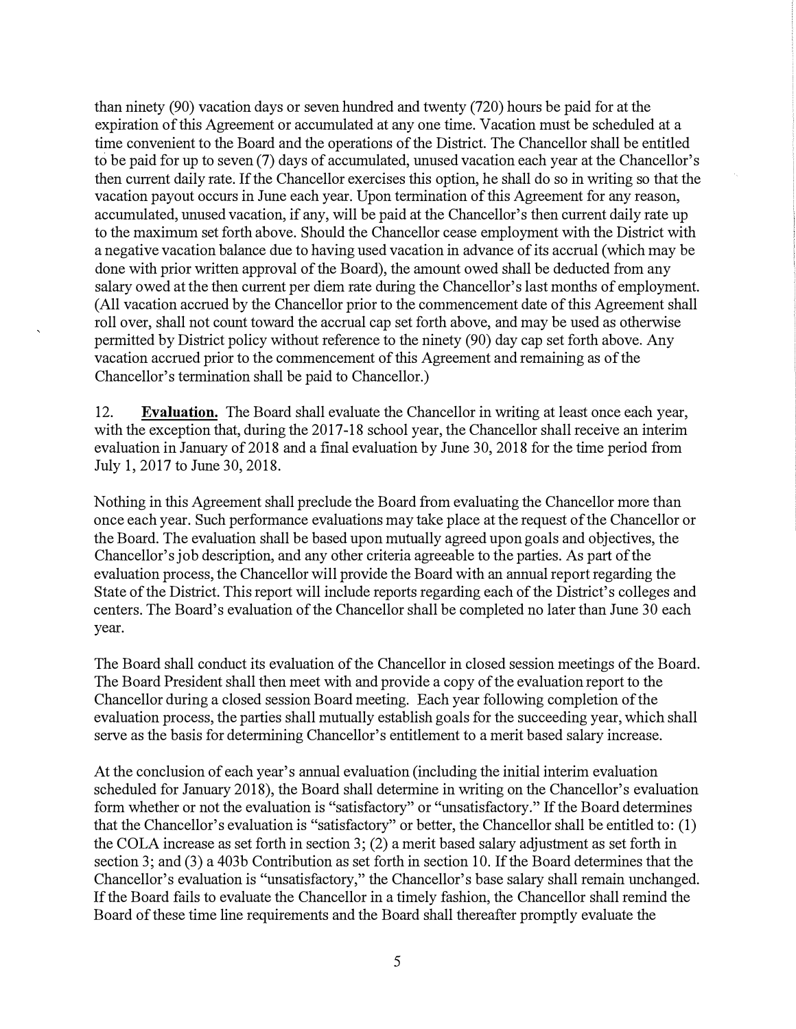than ninety (90) vacation days or seven hundred and twenty (720) hours be paid for at the expiration of this Agreement or accumulated at any one time. Vacation must be scheduled at a time convenient to the Board and the operations of the District. The Chancellor shall be entitled to be paid for up to seven (7) days of accumulated, unused vacation each year at the Chancellor's then current daily rate. If the Chancellor exercises this option, he shall do so in writing so that the vacation payout occurs in June each year. Upon termination of this Agreement for any reason, accumulated, unused vacation, if any, will be paid at the Chancellor's then current daily rate up to the maximum set forth above. Should the Chancellor cease employment with the District with a negative vacation balance due to having used vacation in advance of its accrual (which may be done with prior written approval of the Board), the amount owed shall be deducted from any salary owed at the then current per diem rate during the Chancellor's last months of employment. (All vacation accrued by the Chancellor prior to the commencement date of this Agreement shall roll over, shall not count toward the accrual cap set forth above, and may be used as otherwise permitted by District policy without reference to the ninety (90) day cap set forth above. Any vacation accrued prior to the commencement of this Agreement and remaining as of the Chancellor's termination shall be paid to Chancellor.)

12. **Evaluation.** The Board shall evaluate the Chancellor in writing at least once each year, with the exception that, during the 2017-18 school year, the Chancellor shall receive an interim evaluation in January of 2018 and a final evaluation by June 30, 2018 for the time period from July 1, 2017 to June 30, 2018.

Nothing in this Agreement shall preclude the Board from evaluating the Chancellor more than once each year. Such performance evaluations may take place at the request of the Chancellor or the Board. The evaluation shall be based upon mutually agreed upon goals and objectives, the Chancellor's job description, and any other criteria agreeable to the parties. As part of the evaluation process, the Chancellor will provide the Board with an annual report regarding the State of the District. This report will include reports regarding each of the District's colleges and centers. The Board's evaluation of the Chancellor shall be completed no later than June 30 each year.

The Board shall conduct its evaluation of the Chancellor in closed session meetings of the Board. The Board President shall then meet with and provide a copy of the evaluation report to the Chancellor during a closed session Board meeting. Each year following completion of the evaluation process, the parties shall mutually establish goals for the succeeding year, which shall serve as the basis for determining Chancellor's entitlement to a merit based salary increase.

At the conclusion of each year's annual evaluation (including the initial interim evaluation scheduled for January 2018), the Board shall determine in writing on the Chancellor's evaluation form whether or not the evaluation is "satisfactory" or "unsatisfactory." If the Board determines that the Chancellor's evaluation is "satisfactory" or better, the Chancellor shall be entitled to: (1) the COLA increase as set forth in section 3; (2) a merit based salary adjustment as set forth in section 3; and (3) a 403b Contribution as set forth in section 10. If the Board determines that the Chancellor's evaluation is "unsatisfactory," the Chancellor's base salary shall remain unchanged. If the Board fails to evaluate the Chancellor in a timely fashion, the Chancellor shall remind the Board of these time line requirements and the Board shall thereafter promptly evaluate the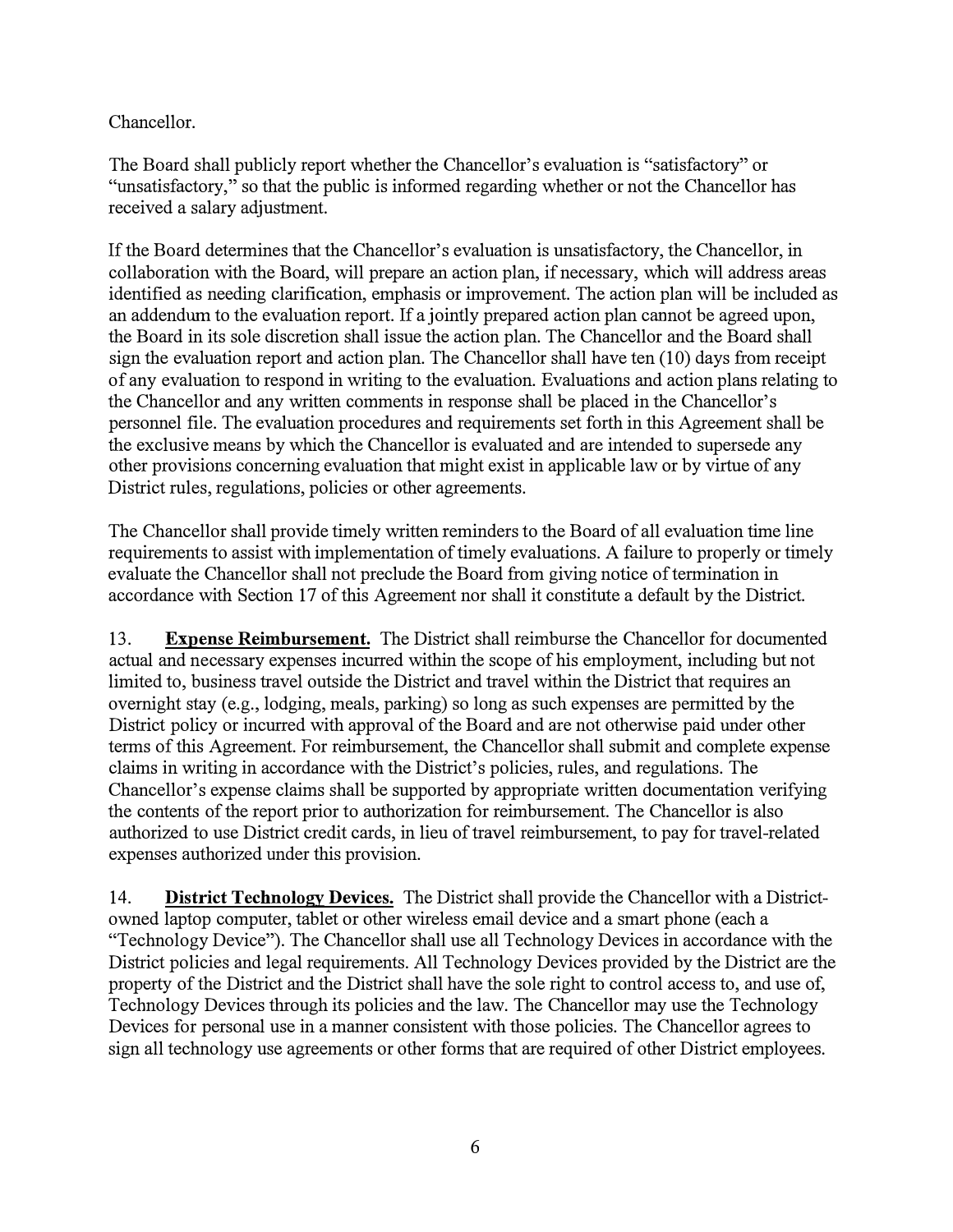Chancellor.

The Board shall publicly report whether the Chancellor's evaluation is "satisfactory" or "unsatisfactory," so that the public is informed regarding whether or not the Chancellor has received a salary adjustment.

If the Board determines that the Chancellor's evaluation is unsatisfactory, the Chancellor, in collaboration with the Board, will prepare an action plan, if necessary, which will address areas identified as needing clarification, emphasis or improvement. The action plan will be included as an addendum to the evaluation report. If a jointly prepared action plan cannot be agreed upon, the Board in its sole discretion shall issue the action plan. The Chancellor and the Board shall sign the evaluation report and action plan. The Chancellor shall have ten (10) days from receipt of any evaluation to respond in writing to the evaluation. Evaluations and action plans relating to the Chancellor and any written comments in response shall be placed in the Chancellor's personnel file. The evaluation procedures and requirements set forth in this Agreement shall be the exclusive means by which the Chancellor is evaluated and are intended to supersede any other provisions concerning evaluation that might exist in applicable law or by virtue of any District rules, regulations, policies or other agreements.

The Chancellor shall provide timely written reminders to the Board of all evaluation time line requirements to assist with implementation of timely evaluations. A failure to properly or timely evaluate the Chancellor shall not preclude the Board from giving notice of termination in accordance with Section 17 of this Agreement nor shall it constitute a default by the District.

13. **Expense Reimbursement.** The District shall reimburse the Chancellor for documented actual and necessary expenses incurred within the scope of his employment, including but not limited to, business travel outside the District and travel within the District that requires an overnight stay (e.g., lodging, meals, parking) so long as such expenses are permitted by the District policy or incurred with approval of the Board and are not otherwise paid under other terms of this Agreement. For reimbursement, the Chancellor shall submit and complete expense claims in writing in accordance with the District's policies, rules, and regulations. The Chancellor's expense claims shall be supported by appropriate written documentation verifying the contents of the report prior to authorization for reimbursement. The Chancellor is also authorized to use District credit cards, in lieu of travel reimbursement, to pay for travel-related expenses authorized under this provision.

14. **District Technology Devices.** The District shall provide the Chancellor with a District-owned laptop computer, tablet or other wireless email device and a smart phone (each a "Technology Device"). The Chancellor shall use all Technology Devices in accordance with the District policies and legal requirements. All Technology Devices provided by the District are the property of the District and the District shall have the sole right to control access to, and use of, Technology Devices through its policies and the law. The Chancellor may use the Technology Devices for personal use in a manner consistent with those policies. The Chancellor agrees to sign all technology use agreements or other forms that are required of other District employees.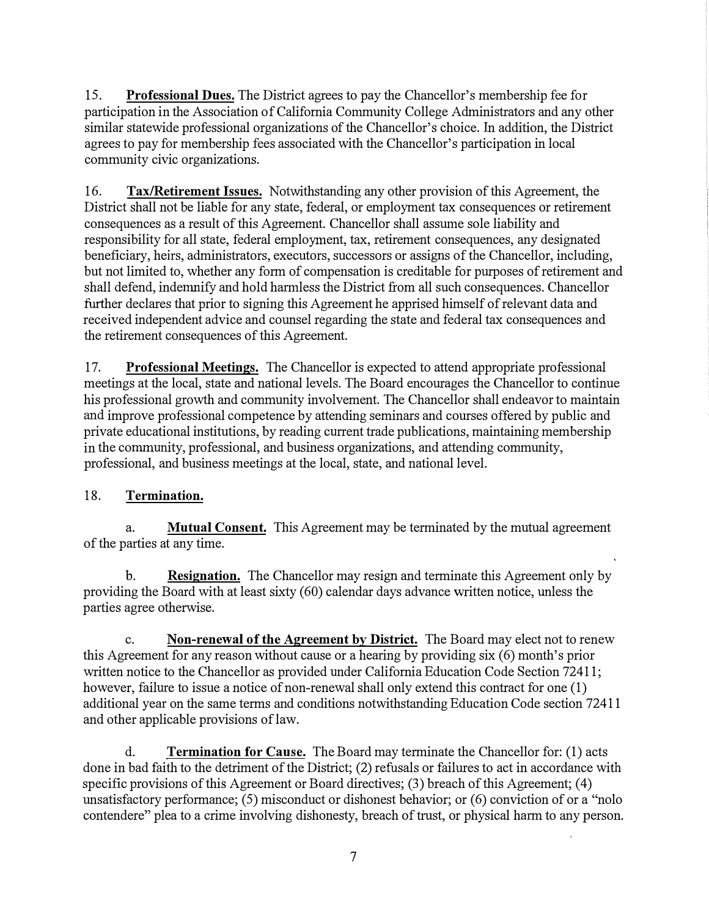15. **Professional Dues.** The District agrees to pay the Chancellor's membership fee for participation in the Association of California Community College Administrators and any other similar statewide professional organizations of the Chancellor's choice. In addition, the District agrees to pay for membership fees associated with the Chancellor's participation in local community civic organizations.

16. **Tax/Retirement Issues.** Notwithstanding any other provision of this Agreement, the District shall not be liable for any state, federal, or employment tax consequences or retirement consequences as a result of this Agreement. Chancellor shall assume sole liability and responsibility for all state, federal employment, tax, retirement consequences, any designated beneficiary, heirs, administrators, executors, successors or assigns of the Chancellor, including, but not limited to, whether any form of compensation is creditable for purposes of retirement and shall defend, indemnify and hold harmless the District from all such consequences. Chancellor further declares that prior to signing this Agreement he apprised himself of relevant data and received independent advice and counsel regarding the state and federal tax consequences and the retirement consequences of this Agreement.

17. **Professional Meetings.** The Chancellor is expected to attend appropriate professional meetings at the local, state and national levels. The Board encourages the Chancellor to continue his professional growth and community involvement. The Chancellor shall endeavor to maintain and improve professional competence by attending seminars and courses offered by public and private educational institutions, by reading current trade publications, maintaining membership in the community, professional, and business organizations, and attending community, professional, and business meetings at the local, state, and national level.

18. **Termination.**

a. **Mutual Consent.** This Agreement may be terminated by the mutual agreement of the parties at any time.

b. **Resignation.** The Chancellor may resign and terminate this Agreement only by providing the Board with at least sixty (60) calendar days advance written notice, unless the parties agree otherwise.

c. **Non-renewal of the Agreement by District.** The Board may elect not to renew this Agreement for any reason without cause or a hearing by providing six (6) month's prior written notice to the Chancellor as provided under California Education Code Section 72411; however, failure to issue a notice of non-renewal shall only extend this contract for one (1) additional year on the same terms and conditions notwithstanding Education Code section 72411 and other applicable provisions of law.

d. **Termination for Cause.** The Board may terminate the Chancellor for: (1) acts done in bad faith to the detriment of the District; (2) refusals or failures to act in accordance with specific provisions of this Agreement or Board directives; (3) breach of this Agreement; (4) unsatisfactory performance; (5) misconduct or dishonest behavior; or (6) conviction of or a "nolo contendere" plea to a crime involving dishonesty, breach of trust, or physical harm to any person.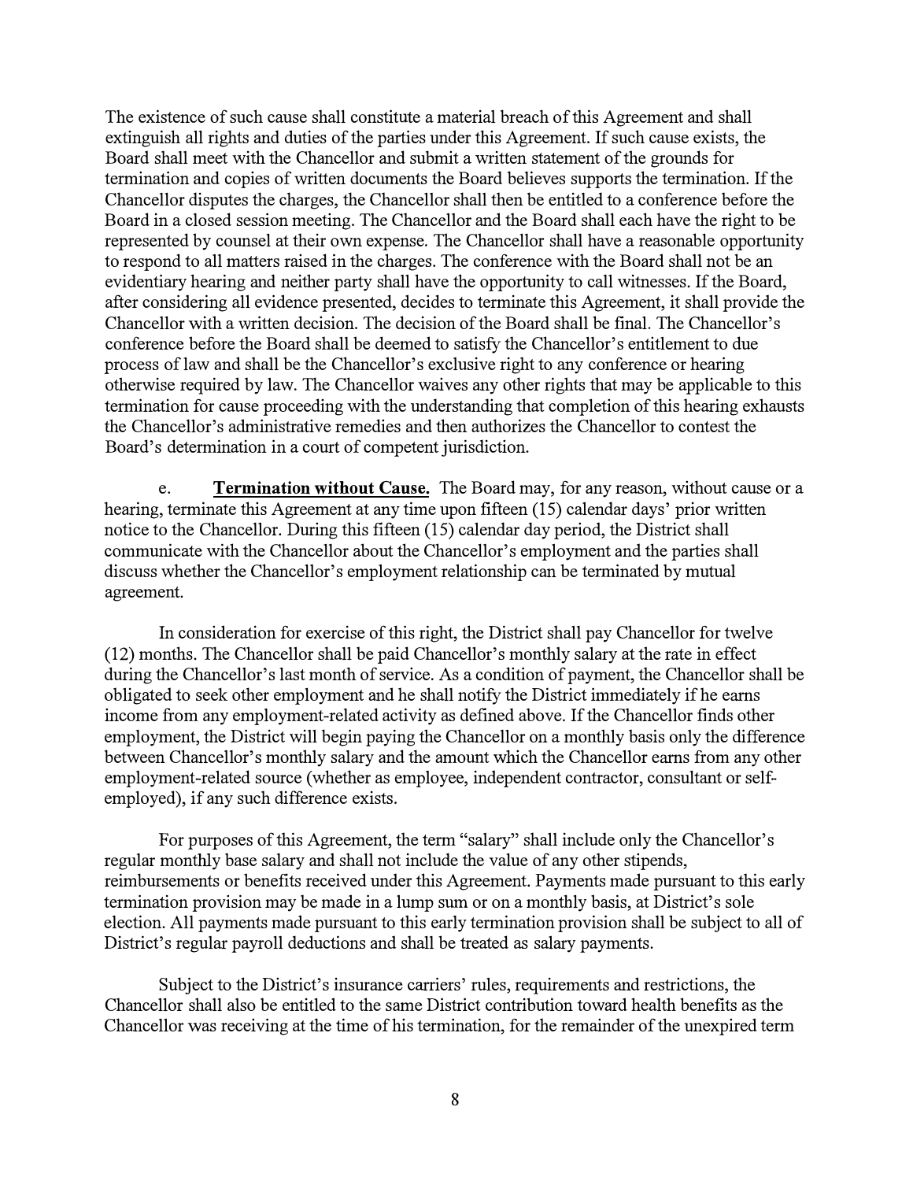The existence of such cause shall constitute a material breach of this Agreement and shall extinguish all rights and duties of the parties under this Agreement. If such cause exists, the Board shall meet with the Chancellor and submit a written statement of the grounds for termination and copies of written documents the Board believes supports the termination. If the Chancellor disputes the charges, the Chancellor shall then be entitled to a conference before the Board in a closed session meeting. The Chancellor and the Board shall each have the right to be represented by counsel at their own expense. The Chancellor shall have a reasonable opportunity to respond to all matters raised in the charges. The conference with the Board shall not be an evidentiary hearing and neither party shall have the opportunity to call witnesses. If the Board, after considering all evidence presented, decides to terminate this Agreement, it shall provide the Chancellor with a written decision. The decision of the Board shall be final. The Chancellor's conference before the Board shall be deemed to satisfy the Chancellor's entitlement to due process of law and shall be the Chancellor's exclusive right to any conference or hearing otherwise required by law. The Chancellor waives any other rights that may be applicable to this termination for cause proceeding with the understanding that completion of this hearing exhausts the Chancellor's administrative remedies and then authorizes the Chancellor to contest the Board's determination in a court of competent jurisdiction.

e. **Termination without Cause.** The Board may, for any reason, without cause or a hearing, terminate this Agreement at any time upon fifteen (15) calendar days' prior written notice to the Chancellor. During this fifteen (15) calendar day period, the District shall communicate with the Chancellor about the Chancellor's employment and the parties shall discuss whether the Chancellor's employment relationship can be terminated by mutual agreement.

In consideration for exercise of this right, the District shall pay Chancellor for twelve (12) months. The Chancellor shall be paid Chancellor's monthly salary at the rate in effect during the Chancellor's last month of service. As a condition of payment, the Chancellor shall be obligated to seek other employment and he shall notify the District immediately if he earns income from any employment-related activity as defined above. If the Chancellor finds other employment, the District will begin paying the Chancellor on a monthly basis only the difference between Chancellor's monthly salary and the amount which the Chancellor earns from any other employment-related source (whether as employee, independent contractor, consultant or self-employed), if any such difference exists.

For purposes of this Agreement, the term "salary" shall include only the Chancellor's regular monthly base salary and shall not include the value of any other stipends, reimbursements or benefits received under this Agreement. Payments made pursuant to this early termination provision may be made in a lump sum or on a monthly basis, at District's sole election. All payments made pursuant to this early termination provision shall be subject to all of District's regular payroll deductions and shall be treated as salary payments.

Subject to the District's insurance carriers' rules, requirements and restrictions, the Chancellor shall also be entitled to the same District contribution toward health benefits as the Chancellor was receiving at the time of his termination, for the remainder of the unexpired term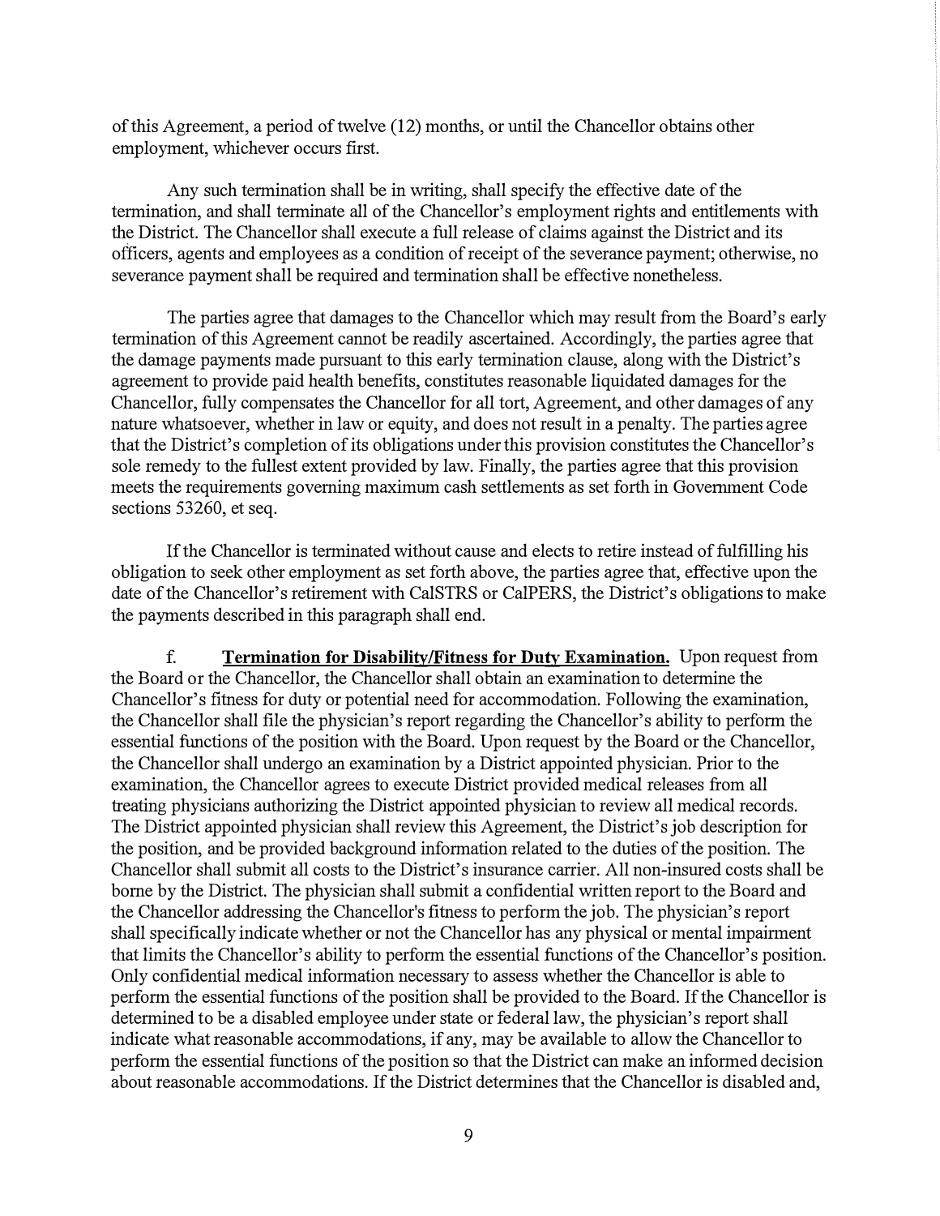of this Agreement, a period of twelve (12) months, or until the Chancellor obtains other employment, whichever occurs first.

Any such termination shall be in writing, shall specify the effective date of the termination, and shall terminate all of the Chancellor's employment rights and entitlements with the District. The Chancellor shall execute a full release of claims against the District and its officers, agents and employees as a condition of receipt of the severance payment; otherwise, no severance payment shall be required and termination shall be effective nonetheless.

The parties agree that damages to the Chancellor which may result from the Board's early termination of this Agreement cannot be readily ascertained. Accordingly, the parties agree that the damage payments made pursuant to this early termination clause, along with the District's agreement to provide paid health benefits, constitutes reasonable liquidated damages for the Chancellor, fully compensates the Chancellor for all tort, Agreement, and other damages of any nature whatsoever, whether in law or equity, and does not result in a penalty. The parties agree that the District's completion of its obligations under this provision constitutes the Chancellor's sole remedy to the fullest extent provided by law. Finally, the parties agree that this provision meets the requirements governing maximum cash settlements as set forth in Government Code sections 53260, et seq.

If the Chancellor is terminated without cause and elects to retire instead of fulfilling his obligation to seek other employment as set forth above, the parties agree that, effective upon the date of the Chancellor's retirement with CalSTRS or CalPERS, the District's obligations to make the payments described in this paragraph shall end.

f. **Termination for Disability/Fitness for Duty Examination.** Upon request from the Board or the Chancellor, the Chancellor shall obtain an examination to determine the Chancellor's fitness for duty or potential need for accommodation. Following the examination, the Chancellor shall file the physician's report regarding the Chancellor's ability to perform the essential functions of the position with the Board. Upon request by the Board or the Chancellor, the Chancellor shall undergo an examination by a District appointed physician. Prior to the examination, the Chancellor agrees to execute District provided medical releases from all treating physicians authorizing the District appointed physician to review all medical records. The District appointed physician shall review this Agreement, the District's job description for the position, and be provided background information related to the duties of the position. The Chancellor shall submit all costs to the District's insurance carrier. All non-insured costs shall be borne by the District. The physician shall submit a confidential written report to the Board and the Chancellor addressing the Chancellor's fitness to perform the job. The physician's report shall specifically indicate whether or not the Chancellor has any physical or mental impairment that limits the Chancellor's ability to perform the essential functions of the Chancellor's position. Only confidential medical information necessary to assess whether the Chancellor is able to perform the essential functions of the position shall be provided to the Board. If the Chancellor is determined to be a disabled employee under state or federal law, the physician's report shall indicate what reasonable accommodations, if any, may be available to allow the Chancellor to perform the essential functions of the position so that the District can make an informed decision about reasonable accommodations. If the District determines that the Chancellor is disabled and,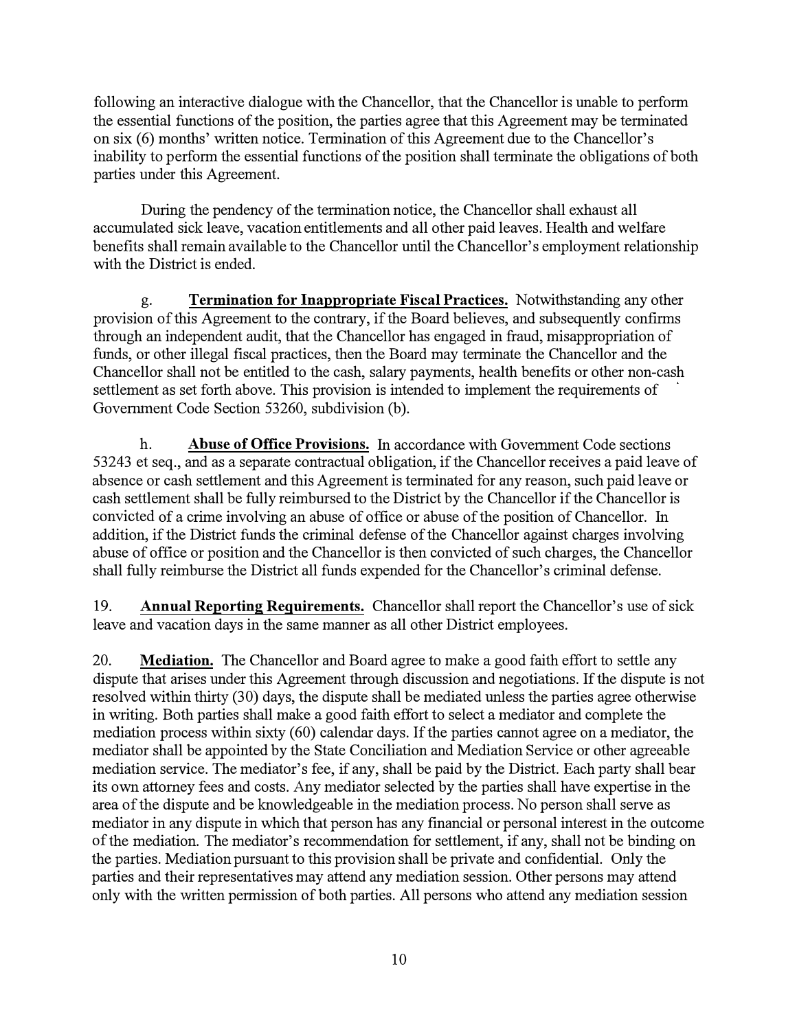following an interactive dialogue with the Chancellor, that the Chancellor is unable to perform the essential functions of the position, the parties agree that this Agreement may be terminated on six (6) months' written notice. Termination of this Agreement due to the Chancellor's inability to perform the essential functions of the position shall terminate the obligations of both parties under this Agreement.

During the pendency of the termination notice, the Chancellor shall exhaust all accumulated sick leave, vacation entitlements and all other paid leaves. Health and welfare benefits shall remain available to the Chancellor until the Chancellor's employment relationship with the District is ended.

g. **Termination for Inappropriate Fiscal Practices.** Notwithstanding any other provision of this Agreement to the contrary, if the Board believes, and subsequently confirms through an independent audit, that the Chancellor has engaged in fraud, misappropriation of funds, or other illegal fiscal practices, then the Board may terminate the Chancellor and the Chancellor shall not be entitled to the cash, salary payments, health benefits or other non-cash settlement as set forth above. This provision is intended to implement the requirements of Government Code Section 53260, subdivision (b).

h. **Abuse of Office Provisions.** In accordance with Government Code sections 53243 et seq., and as a separate contractual obligation, if the Chancellor receives a paid leave of absence or cash settlement and this Agreement is terminated for any reason, such paid leave or cash settlement shall be fully reimbursed to the District by the Chancellor if the Chancellor is convicted of a crime involving an abuse of office or abuse of the position of Chancellor. In addition, if the District funds the criminal defense of the Chancellor against charges involving abuse of office or position and the Chancellor is then convicted of such charges, the Chancellor shall fully reimburse the District all funds expended for the Chancellor's criminal defense.

19. **Annual Reporting Requirements.** Chancellor shall report the Chancellor's use of sick leave and vacation days in the same manner as all other District employees.

20. **Mediation.** The Chancellor and Board agree to make a good faith effort to settle any dispute that arises under this Agreement through discussion and negotiations. If the dispute is not resolved within thirty (30) days, the dispute shall be mediated unless the parties agree otherwise in writing. Both parties shall make a good faith effort to select a mediator and complete the mediation process within sixty (60) calendar days. If the parties cannot agree on a mediator, the mediator shall be appointed by the State Conciliation and Mediation Service or other agreeable mediation service. The mediator's fee, if any, shall be paid by the District. Each party shall bear its own attorney fees and costs. Any mediator selected by the parties shall have expertise in the area of the dispute and be knowledgeable in the mediation process. No person shall serve as mediator in any dispute in which that person has any financial or personal interest in the outcome of the mediation. The mediator's recommendation for settlement, if any, shall not be binding on the parties. Mediation pursuant to this provision shall be private and confidential. Only the parties and their representatives may attend any mediation session. Other persons may attend only with the written permission of both parties. All persons who attend any mediation session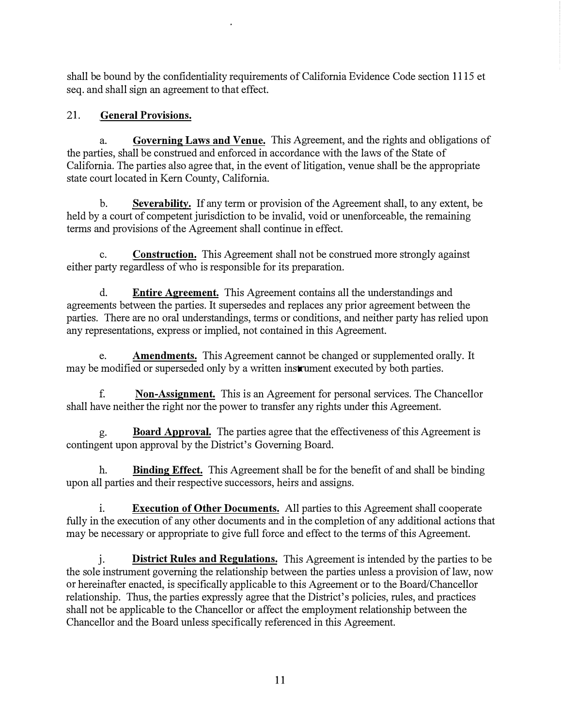shall be bound by the confidentiality requirements of California Evidence Code section 1115 et seq. and shall sign an agreement to that effect.

21. **General Provisions.**

a. **Governing Laws and Venue.** This Agreement, and the rights and obligations of the parties, shall be construed and enforced in accordance with the laws of the State of California. The parties also agree that, in the event of litigation, venue shall be the appropriate state court located in Kern County, California.

b. **Severability.** If any term or provision of the Agreement shall, to any extent, be held by a court of competent jurisdiction to be invalid, void or unenforceable, the remaining terms and provisions of the Agreement shall continue in effect.

c. **Construction.** This Agreement shall not be construed more strongly against either party regardless of who is responsible for its preparation.

d. **Entire Agreement.** This Agreement contains all the understandings and agreements between the parties. It supersedes and replaces any prior agreement between the parties. There are no oral understandings, terms or conditions, and neither party has relied upon any representations, express or implied, not contained in this Agreement.

e. **Amendments.** This Agreement cannot be changed or supplemented orally. It may be modified or superseded only by a written instrument executed by both parties.

f. **Non-Assignment.** This is an Agreement for personal services. The Chancellor shall have neither the right nor the power to transfer any rights under this Agreement.

g. **Board Approval.** The parties agree that the effectiveness of this Agreement is contingent upon approval by the District's Governing Board.

h. **Binding Effect.** This Agreement shall be for the benefit of and shall be binding upon all parties and their respective successors, heirs and assigns.

i. **Execution of Other Documents.** All parties to this Agreement shall cooperate fully in the execution of any other documents and in the completion of any additional actions that may be necessary or appropriate to give full force and effect to the terms of this Agreement.

j. **District Rules and Regulations.** This Agreement is intended by the parties to be the sole instrument governing the relationship between the parties unless a provision of law, now or hereinafter enacted, is specifically applicable to this Agreement or to the Board/Chancellor relationship. Thus, the parties expressly agree that the District's policies, rules, and practices shall not be applicable to the Chancellor or affect the employment relationship between the Chancellor and the Board unless specifically referenced in this Agreement.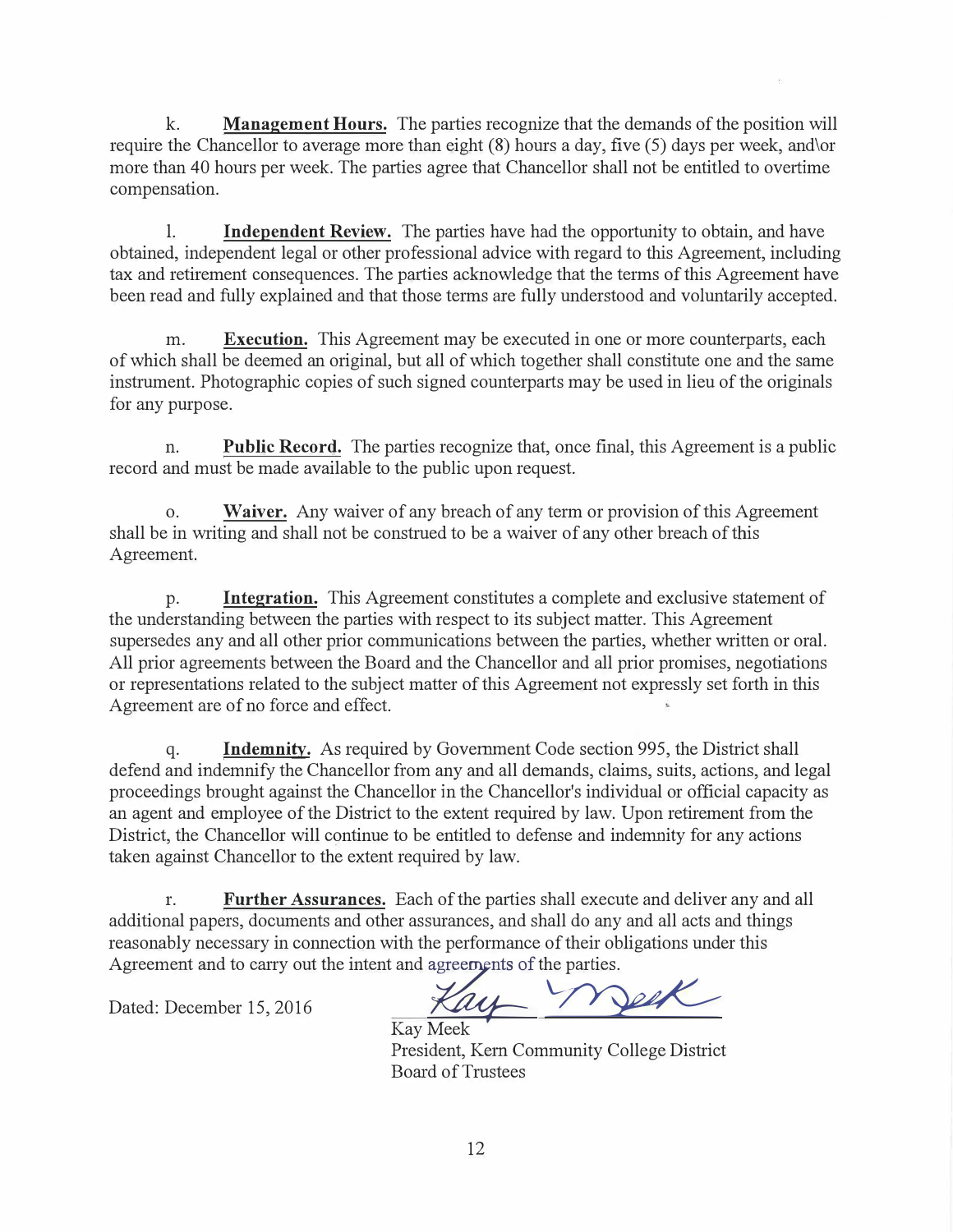k. **Management Hours.** The parties recognize that the demands of the position will require the Chancellor to average more than eight (8) hours a day, five (5) days per week, and\or more than 40 hours per week. The parties agree that Chancellor shall not be entitled to overtime compensation.

l. **Independent Review.** The parties have had the opportunity to obtain, and have obtained, independent legal or other professional advice with regard to this Agreement, including tax and retirement consequences. The parties acknowledge that the terms of this Agreement have been read and fully explained and that those terms are fully understood and voluntarily accepted.

m. **Execution.** This Agreement may be executed in one or more counterparts, each of which shall be deemed an original, but all of which together shall constitute one and the same instrument. Photographic copies of such signed counterparts may be used in lieu of the originals for any purpose.

n. **Public Record.** The parties recognize that, once final, this Agreement is a public record and must be made available to the public upon request.

o. **Waiver.** Any waiver of any breach of any term or provision of this Agreement shall be in writing and shall not be construed to be a waiver of any other breach of this Agreement.

p. **Integration.** This Agreement constitutes a complete and exclusive statement of the understanding between the parties with respect to its subject matter. This Agreement supersedes any and all other prior communications between the parties, whether written or oral. All prior agreements between the Board and the Chancellor and all prior promises, negotiations or representations related to the subject matter of this Agreement not expressly set forth in this Agreement are of no force and effect.

q. **Indemnity.** As required by Government Code section 995, the District shall defend and indemnify the Chancellor from any and all demands, claims, suits, actions, and legal proceedings brought against the Chancellor in the Chancellor's individual or official capacity as an agent and employee of the District to the extent required by law. Upon retirement from the District, the Chancellor will continue to be entitled to defense and indemnity for any actions taken against Chancellor to the extent required by law.

r. **Further Assurances.** Each of the parties shall execute and deliver any and all additional papers, documents and other assurances, and shall do any and all acts and things reasonably necessary in connection with the performance of their obligations under this Agreement and to carry out the intent and agreements of the parties.

Dated: December 15, 2016

Kay Meek
President, Kern Community College District
Board of Trustees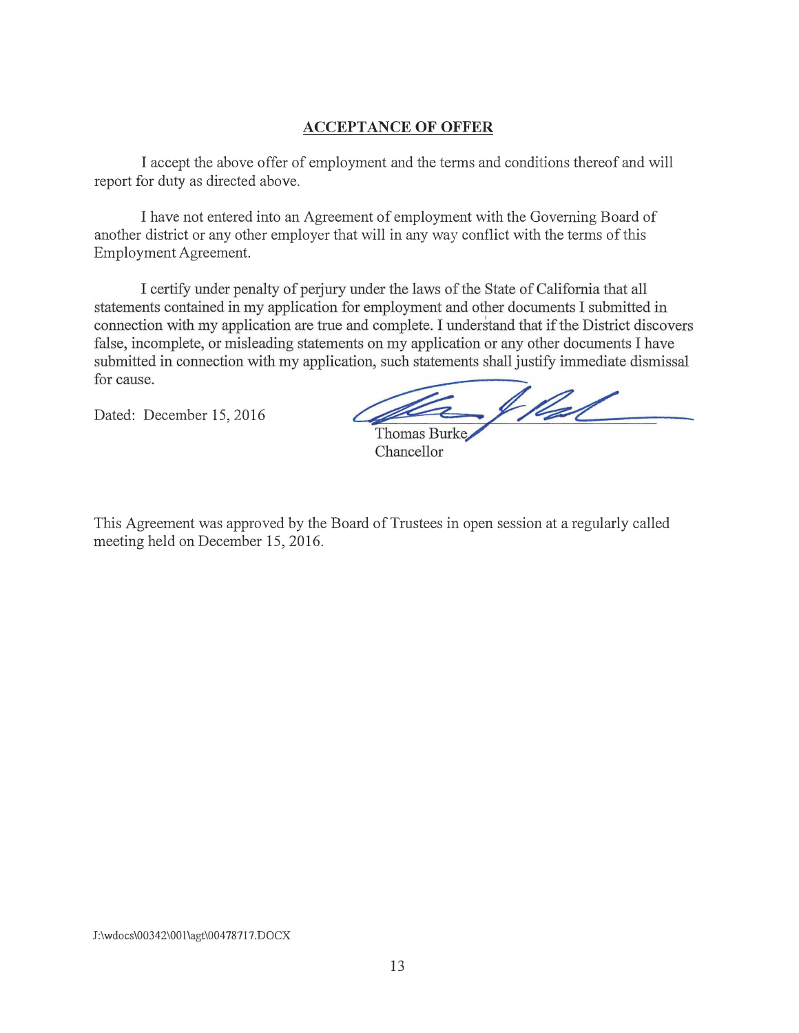## ACCEPTANCE OF OFFER

I accept the above offer of employment and the terms and conditions thereof and will report for duty as directed above.

I have not entered into an Agreement of employment with the Governing Board of another district or any other employer that will in any way conflict with the terms of this Employment Agreement.

I certify under penalty of perjury under the laws of the State of California that all statements contained in my application for employment and other documents I submitted in connection with my application are true and complete. I understand that if the District discovers false, incomplete, or misleading statements on my application or any other documents I have submitted in connection with my application, such statements shall justify immediate dismissal for cause.

Dated: December 15, 2016

Thomas Burke
Chancellor

This Agreement was approved by the Board of Trustees in open session at a regularly called meeting held on December 15, 2016.

J:\wdocs\00342\001\agt\00478717.DOCX